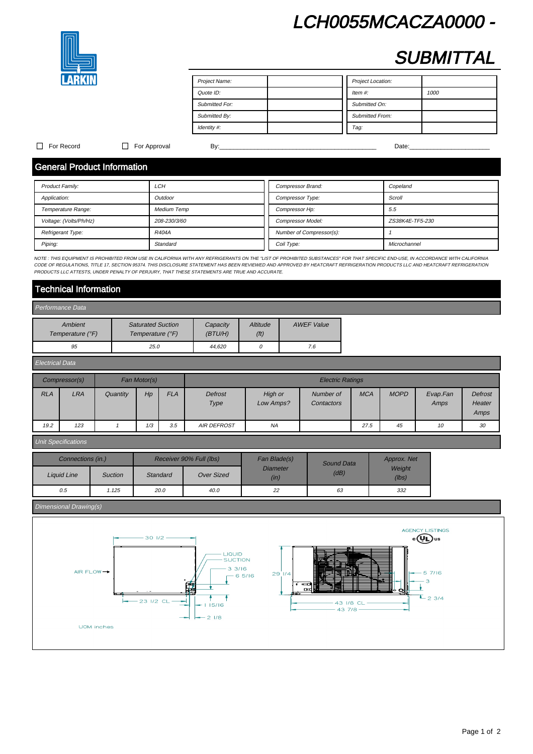# LCH0055MCACZA0000 - SUBMITTAL

LARKIN

| Project Name: | | Project Location: | |
|---|---|---|---|
| Quote ID: | | Item #: | 1000 |
| Submitted For: | | Submitted On: | |
| Submitted By: | | Submitted From: | |
| Identity #: | | Tag: | |

☐ For Record ☐ For Approval By:______________________________ Date:________________

## General Product Information

| Product Family: | LCH | Compressor Brand: | Copeland |
|---|---|---|---|
| Application: | Outdoor | Compressor Type: | Scroll |
| Temperature Range: | Medium Temp | Compressor Hp: | 5.5 |
| Voltage: (Volts/Ph/Hz) | 208-230/3/60 | Compressor Model: | ZS38K4E-TF5-230 |
| Refrigerant Type: | R404A | Number of Compressor(s): | 1 |
| Piping: | Standard | Coil Type: | Microchannel |

*NOTE : THIS EQUIPMENT IS PROHIBITED FROM USE IN CALIFORNIA WITH ANY REFRIGERANTS ON THE "LIST OF PROHIBITED SUBSTANCES" FOR THAT SPECIFIC END-USE, IN ACCORDANCE WITH CALIFORNIA CODE OF REGULATIONS, TITLE 17, SECTION 95374. THIS DISCLOSURE STATEMENT HAS BEEN REVIEWED AND APPROVED BY HEATCRAFT REFRIGERATION PRODUCTS LLC AND HEATCRAFT REFRIGERATION PRODUCTS LLC ATTESTS, UNDER PENALTY OF PERJURY, THAT THESE STATEMENTS ARE TRUE AND ACCURATE.*

## Technical Information

### Performance Data

| Ambient Temperature (°F) | Saturated Suction Temperature (°F) | Capacity (BTU/H) | Altitude (ft) | AWEF Value |
|---|---|---|---|---|
| 95 | 25.0 | 44,620 | 0 | 7.6 |

### Electrical Data

| Compressor(s) | | Fan Motor(s) | | | Electric Ratings | | | | | | |
|---|---|---|---|---|---|---|---|---|---|---|---|
| RLA | LRA | Quantity | Hp | FLA | Defrost Type | High or Low Amps? | Number of Contactors | MCA | MOPD | Evap.Fan Amps | Defrost Heater Amps |
| 19.2 | 123 | 1 | 1/3 | 3.5 | AIR DEFROST | NA | | 27.5 | 45 | 10 | 30 |

### Unit Specifications

| Connections (in.) | | Receiver 90% Full (lbs) | | Fan Blade(s) Diameter (in) | Sound Data (dB) | Approx. Net Weight (lbs) |
|---|---|---|---|---|---|---|
| Liquid Line | Suction | Standard | Over Sized | | | |
| 0.5 | 1.125 | 20.0 | 40.0 | 22 | 63 | 332 |

### Dimensional Drawing(s)

AGENCY LISTINGS

c UL us

30 1/2, AIR FLOW, LIQUID SUCTION, 3 3/16, 6 5/16, 23 1/2 CL, 1 15/16, 2 1/8, 29 1/4, 43 1/8 CL, 43 7/8, 5 7/16, 3, 2 3/4

UOM inches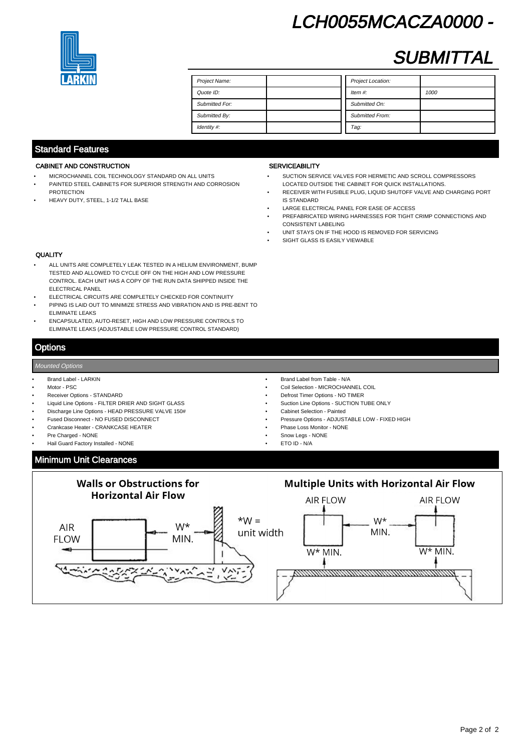# LCH0055MCACZA0000 - SUBMITTAL

LARKIN

| | | | |
|---|---|---|---|
| Project Name: | | Project Location: | |
| Quote ID: | | Item #: | 1000 |
| Submitted For: | | Submitted On: | |
| Submitted By: | | Submitted From: | |
| Identity #: | | Tag: | |

## Standard Features

### CABINET AND CONSTRUCTION

- MICROCHANNEL COIL TECHNOLOGY STANDARD ON ALL UNITS
- PAINTED STEEL CABINETS FOR SUPERIOR STRENGTH AND CORROSION PROTECTION
- HEAVY DUTY, STEEL, 1-1/2 TALL BASE

### SERVICEABILITY

- SUCTION SERVICE VALVES FOR HERMETIC AND SCROLL COMPRESSORS LOCATED OUTSIDE THE CABINET FOR QUICK INSTALLATIONS.
- RECEIVER WITH FUSIBLE PLUG, LIQUID SHUTOFF VALVE AND CHARGING PORT IS STANDARD
- LARGE ELECTRICAL PANEL FOR EASE OF ACCESS
- PREFABRICATED WIRING HARNESSES FOR TIGHT CRIMP CONNECTIONS AND CONSISTENT LABELING
- UNIT STAYS ON IF THE HOOD IS REMOVED FOR SERVICING
- SIGHT GLASS IS EASILY VIEWABLE

### QUALITY

- ALL UNITS ARE COMPLETELY LEAK TESTED IN A HELIUM ENVIRONMENT, BUMP TESTED AND ALLOWED TO CYCLE OFF ON THE HIGH AND LOW PRESSURE CONTROL. EACH UNIT HAS A COPY OF THE RUN DATA SHIPPED INSIDE THE ELECTRICAL PANEL
- ELECTRICAL CIRCUITS ARE COMPLETELY CHECKED FOR CONTINUITY
- PIPING IS LAID OUT TO MINIMIZE STRESS AND VIBRATION AND IS PRE-BENT TO ELIMINATE LEAKS
- ENCAPSULATED, AUTO-RESET, HIGH AND LOW PRESSURE CONTROLS TO ELIMINATE LEAKS (ADJUSTABLE LOW PRESSURE CONTROL STANDARD)

## Options

### *Mounted Options*

- Brand Label - LARKIN
- Motor - PSC
- Receiver Options - STANDARD
- Liquid Line Options - FILTER DRIER AND SIGHT GLASS
- Discharge Line Options - HEAD PRESSURE VALVE 150#
- Fused Disconnect - NO FUSED DISCONNECT
- Crankcase Heater - CRANKCASE HEATER
- Pre Charged - NONE
- Hail Guard Factory Installed - NONE
- Brand Label from Table - N/A
- Coil Selection - MICROCHANNEL COIL
- Defrost Timer Options - NO TIMER
- Suction Line Options - SUCTION TUBE ONLY
- Cabinet Selection - Painted
- Pressure Options - ADJUSTABLE LOW - FIXED HIGH
- Phase Loss Monitor - NONE
- Snow Legs - NONE
- ETO ID - N/A

## Minimum Unit Clearances

**Walls or Obstructions for Horizontal Air Flow**

AIR FLOW

W* MIN.

*W = unit width

**Multiple Units with Horizontal Air Flow**

AIR FLOW

AIR FLOW

W* MIN.

W* MIN.

W* MIN.